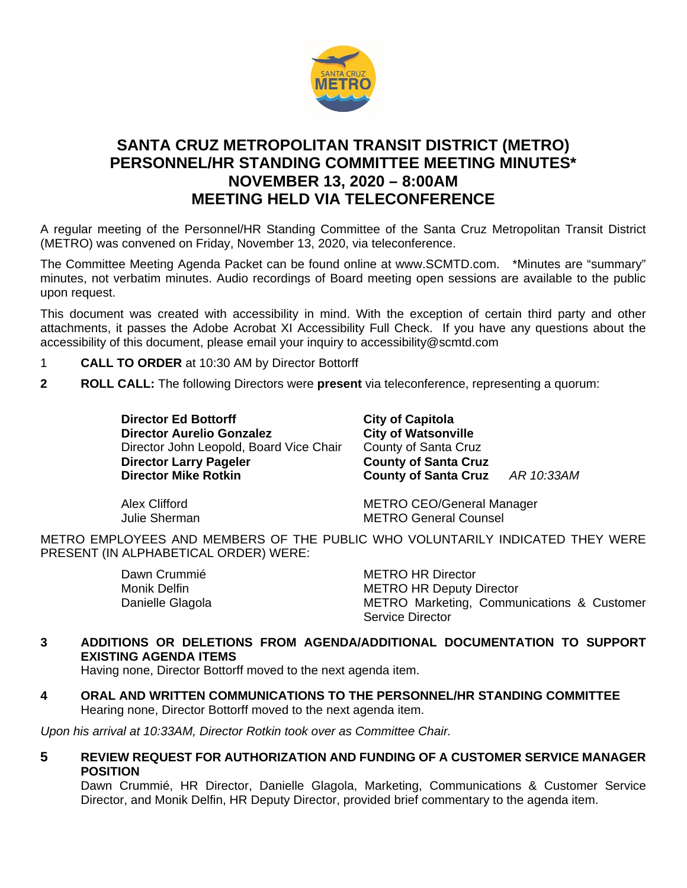# SANTA CRUZ METROPOLITAN TRANSIT DISTRICT (METRO) PERSONNEL/HR STANDING COMMITTEE MEETING MINUTES* NOVEMBER 13, 2020 – 8:00AM MEETING HELD VIA TELECONFERENCE

A regular meeting of the Personnel/HR Standing Committee of the Santa Cruz Metropolitan Transit District (METRO) was convened on Friday, November 13, 2020, via teleconference.

The Committee Meeting Agenda Packet can be found online at www.SCMTD.com. *Minutes are "summary" minutes, not verbatim minutes. Audio recordings of Board meeting open sessions are available to the public upon request.

This document was created with accessibility in mind. With the exception of certain third party and other attachments, it passes the Adobe Acrobat XI Accessibility Full Check. If you have any questions about the accessibility of this document, please email your inquiry to accessibility@scmtd.com

1 **CALL TO ORDER** at 10:30 AM by Director Bottorff

**2** **ROLL CALL:** The following Directors were **present** via teleconference, representing a quorum:

| | | |
|---|---|---|
| **Director Ed Bottorff** | **City of Capitola** | |
| **Director Aurelio Gonzalez** | **City of Watsonville** | |
| Director John Leopold, Board Vice Chair | County of Santa Cruz | |
| **Director Larry Pageler** | **County of Santa Cruz** | |
| **Director Mike Rotkin** | **County of Santa Cruz** | *AR 10:33AM* |

| | |
|---|---|
| Alex Clifford | METRO CEO/General Manager |
| Julie Sherman | METRO General Counsel |

METRO EMPLOYEES AND MEMBERS OF THE PUBLIC WHO VOLUNTARILY INDICATED THEY WERE PRESENT (IN ALPHABETICAL ORDER) WERE:

| | |
|---|---|
| Dawn Crummié | METRO HR Director |
| Monik Delfin | METRO HR Deputy Director |
| Danielle Glagola | METRO Marketing, Communications & Customer Service Director |

**3** **ADDITIONS OR DELETIONS FROM AGENDA/ADDITIONAL DOCUMENTATION TO SUPPORT EXISTING AGENDA ITEMS**

Having none, Director Bottorff moved to the next agenda item.

**4** **ORAL AND WRITTEN COMMUNICATIONS TO THE PERSONNEL/HR STANDING COMMITTEE**

Hearing none, Director Bottorff moved to the next agenda item.

*Upon his arrival at 10:33AM, Director Rotkin took over as Committee Chair.*

**5** **REVIEW REQUEST FOR AUTHORIZATION AND FUNDING OF A CUSTOMER SERVICE MANAGER POSITION**

Dawn Crummié, HR Director, Danielle Glagola, Marketing, Communications & Customer Service Director, and Monik Delfin, HR Deputy Director, provided brief commentary to the agenda item.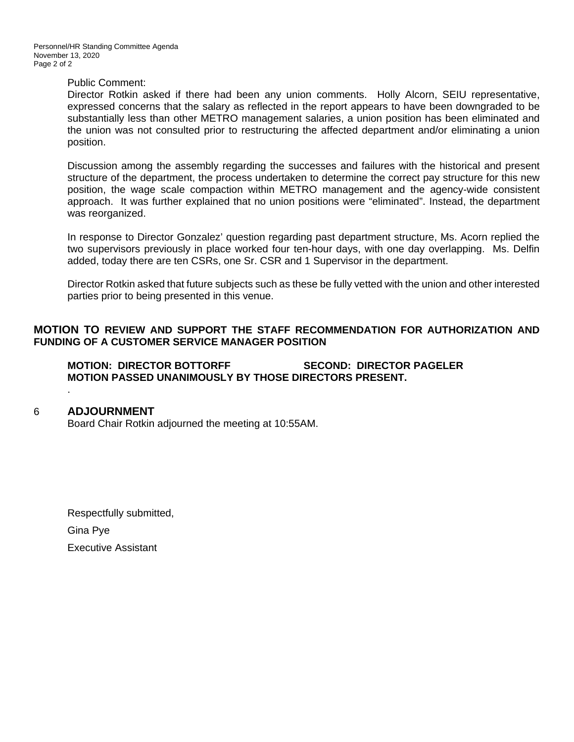Public Comment:
Director Rotkin asked if there had been any union comments. Holly Alcorn, SEIU representative, expressed concerns that the salary as reflected in the report appears to have been downgraded to be substantially less than other METRO management salaries, a union position has been eliminated and the union was not consulted prior to restructuring the affected department and/or eliminating a union position.

Discussion among the assembly regarding the successes and failures with the historical and present structure of the department, the process undertaken to determine the correct pay structure for this new position, the wage scale compaction within METRO management and the agency-wide consistent approach. It was further explained that no union positions were "eliminated". Instead, the department was reorganized.

In response to Director Gonzalez' question regarding past department structure, Ms. Acorn replied the two supervisors previously in place worked four ten-hour days, with one day overlapping. Ms. Delfin added, today there are ten CSRs, one Sr. CSR and 1 Supervisor in the department.

Director Rotkin asked that future subjects such as these be fully vetted with the union and other interested parties prior to being presented in this venue.

**MOTION TO REVIEW AND SUPPORT THE STAFF RECOMMENDATION FOR AUTHORIZATION AND FUNDING OF A CUSTOMER SERVICE MANAGER POSITION**

**MOTION: DIRECTOR BOTTORFF SECOND: DIRECTOR PAGELER**
**MOTION PASSED UNANIMOUSLY BY THOSE DIRECTORS PRESENT.**

.

## 6 ADJOURNMENT

Board Chair Rotkin adjourned the meeting at 10:55AM.

Respectfully submitted,

Gina Pye

Executive Assistant